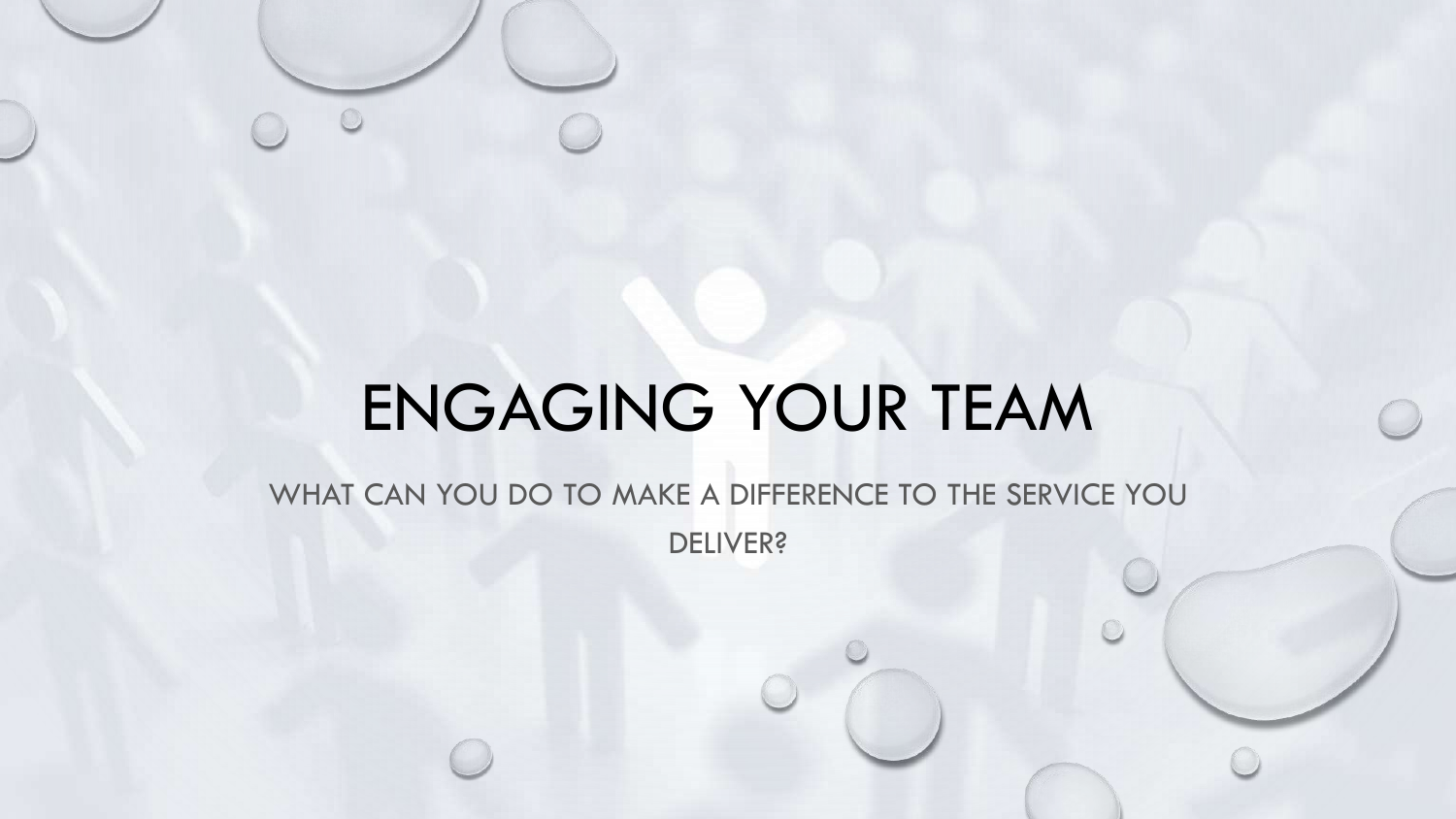# ENGAGING YOUR TEAM

WHAT CAN YOU DO TO MAKE A DIFFERENCE TO THE SERVICE YOU DELIVER?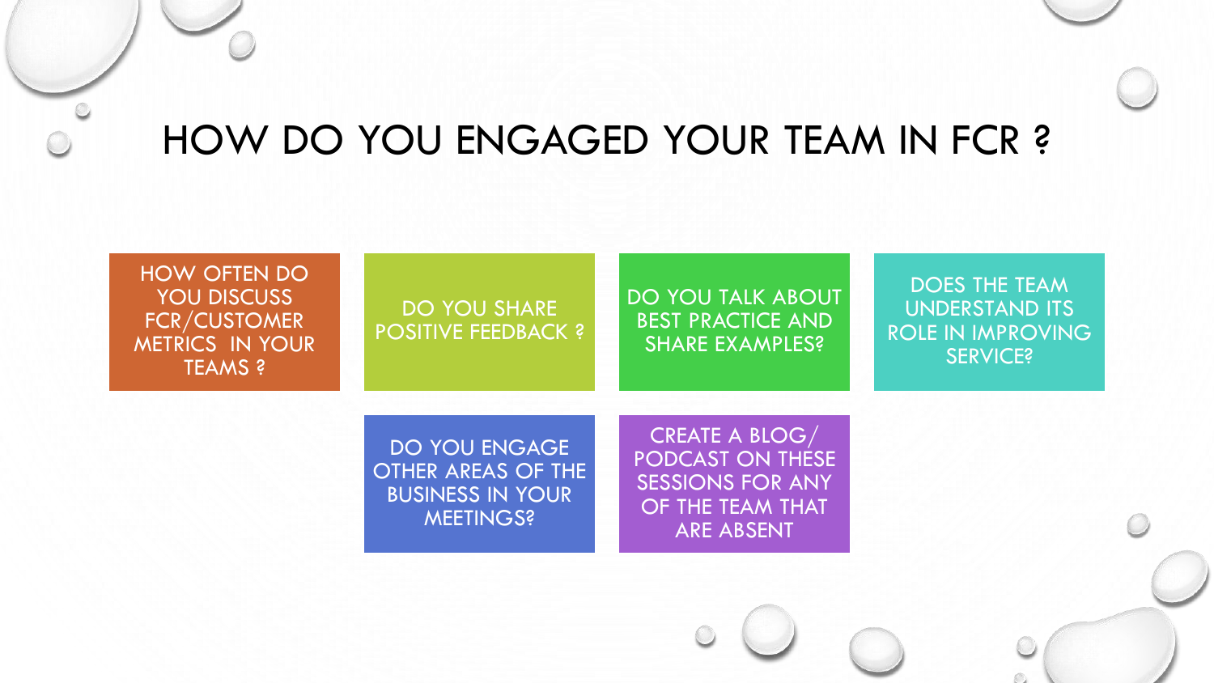# HOW DO YOU ENGAGED YOUR TEAM IN FCR ?

- HOW OFTEN DO YOU DISCUSS FCR/CUSTOMER METRICS IN YOUR TEAMS ?
- DO YOU SHARE POSITIVE FEEDBACK ?
- DO YOU TALK ABOUT BEST PRACTICE AND SHARE EXAMPLES?
- DOES THE TEAM UNDERSTAND ITS ROLE IN IMPROVING SERVICE?
- DO YOU ENGAGE OTHER AREAS OF THE BUSINESS IN YOUR MEETINGS?
- CREATE A BLOG/ PODCAST ON THESE SESSIONS FOR ANY OF THE TEAM THAT ARE ABSENT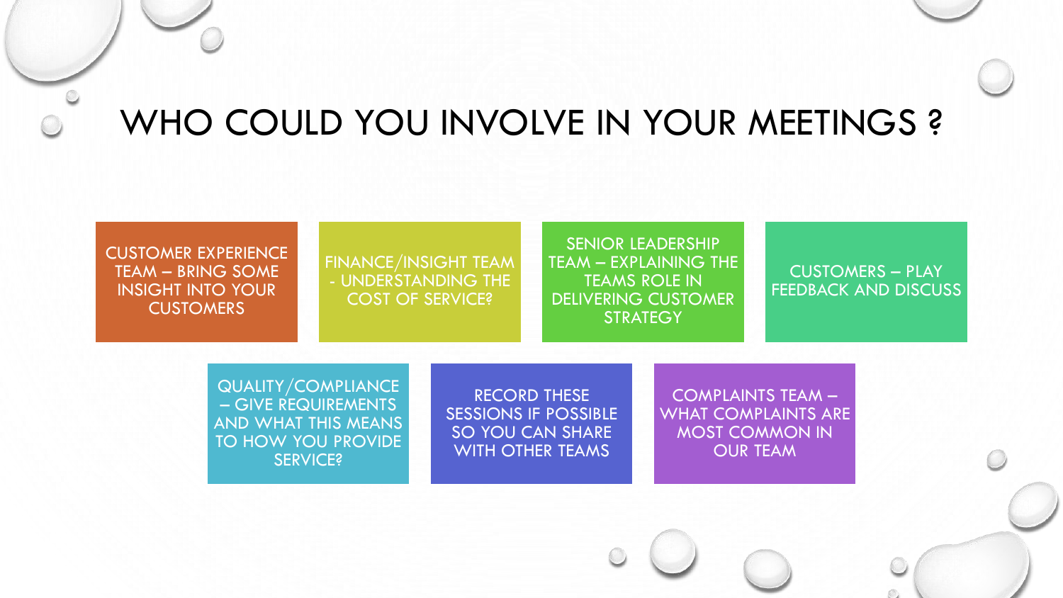# WHO COULD YOU INVOLVE IN YOUR MEETINGS ?

- CUSTOMER EXPERIENCE TEAM – BRING SOME INSIGHT INTO YOUR CUSTOMERS
- FINANCE/INSIGHT TEAM - UNDERSTANDING THE COST OF SERVICE?
- SENIOR LEADERSHIP TEAM – EXPLAINING THE TEAMS ROLE IN DELIVERING CUSTOMER STRATEGY
- CUSTOMERS – PLAY FEEDBACK AND DISCUSS
- QUALITY/COMPLIANCE – GIVE REQUIREMENTS AND WHAT THIS MEANS TO HOW YOU PROVIDE SERVICE?
- RECORD THESE SESSIONS IF POSSIBLE SO YOU CAN SHARE WITH OTHER TEAMS
- COMPLAINTS TEAM – WHAT COMPLAINTS ARE MOST COMMON IN OUR TEAM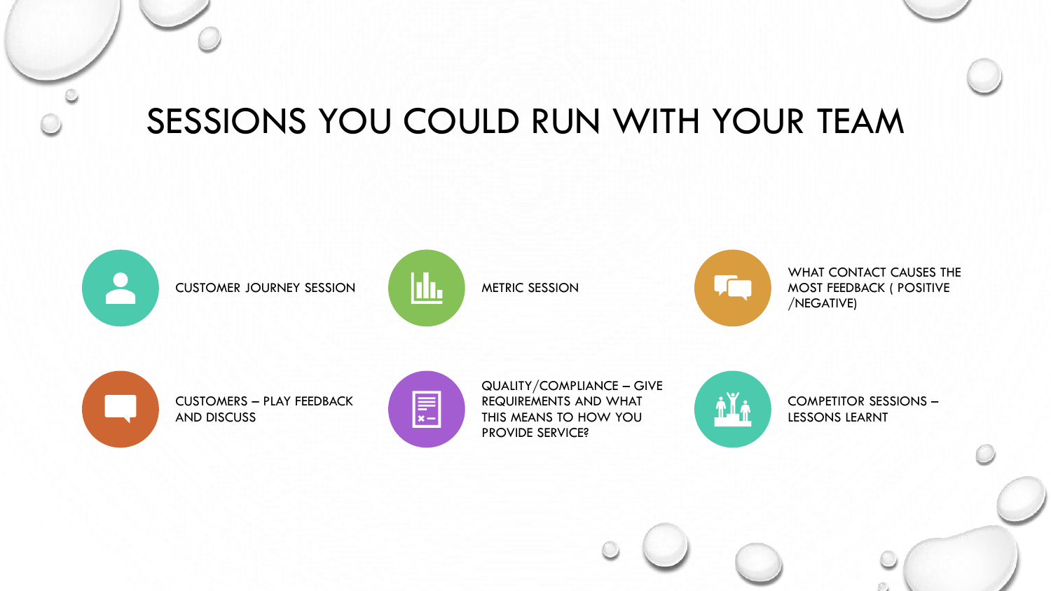# SESSIONS YOU COULD RUN WITH YOUR TEAM

- CUSTOMER JOURNEY SESSION
- METRIC SESSION
- WHAT CONTACT CAUSES THE MOST FEEDBACK ( POSITIVE /NEGATIVE)
- CUSTOMERS – PLAY FEEDBACK AND DISCUSS
- QUALITY/COMPLIANCE – GIVE REQUIREMENTS AND WHAT THIS MEANS TO HOW YOU PROVIDE SERVICE?
- COMPETITOR SESSIONS – LESSONS LEARNT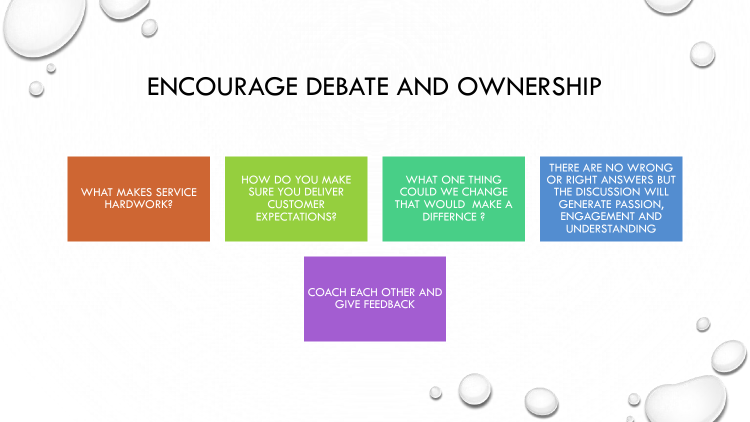# ENCOURAGE DEBATE AND OWNERSHIP

- WHAT MAKES SERVICE HARDWORK?
- HOW DO YOU MAKE SURE YOU DELIVER CUSTOMER EXPECTATIONS?
- WHAT ONE THING COULD WE CHANGE THAT WOULD MAKE A DIFFERNCE ?
- THERE ARE NO WRONG OR RIGHT ANSWERS BUT THE DISCUSSION WILL GENERATE PASSION, ENGAGEMENT AND UNDERSTANDING
- COACH EACH OTHER AND GIVE FEEDBACK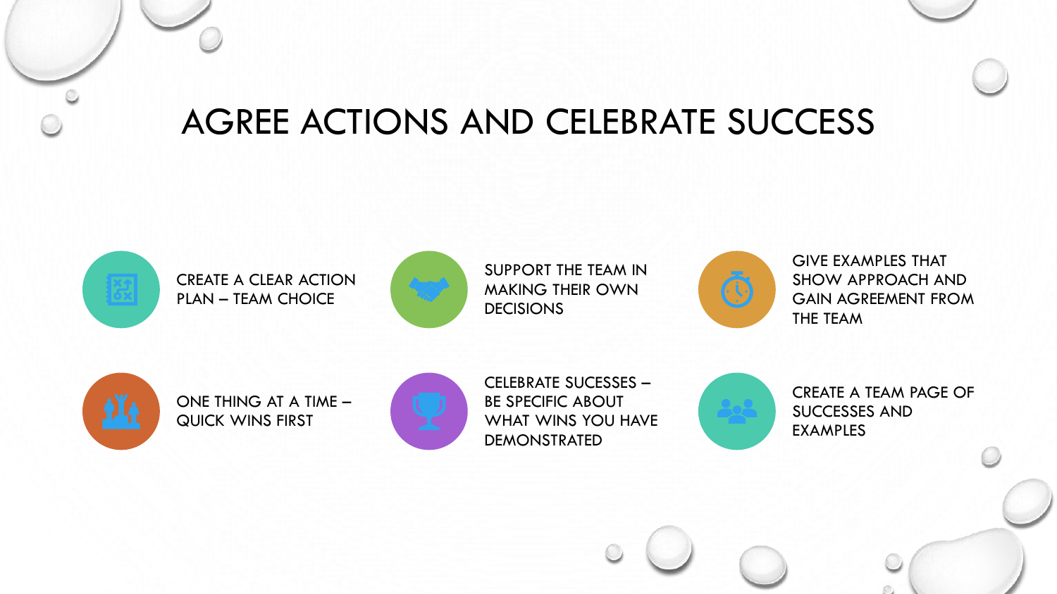# AGREE ACTIONS AND CELEBRATE SUCCESS

- CREATE A CLEAR ACTION PLAN – TEAM CHOICE
- SUPPORT THE TEAM IN MAKING THEIR OWN DECISIONS
- GIVE EXAMPLES THAT SHOW APPROACH AND GAIN AGREEMENT FROM THE TEAM
- ONE THING AT A TIME – QUICK WINS FIRST
- CELEBRATE SUCESSES – BE SPECIFIC ABOUT WHAT WINS YOU HAVE DEMONSTRATED
- CREATE A TEAM PAGE OF SUCCESSES AND EXAMPLES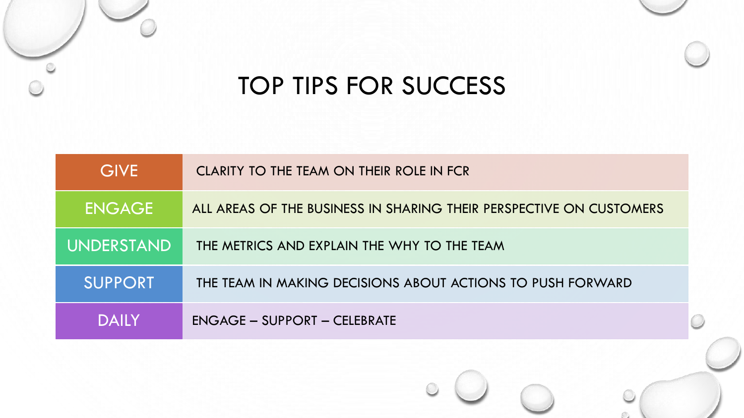# TOP TIPS FOR SUCCESS

| | |
|---|---|
| GIVE | CLARITY TO THE TEAM ON THEIR ROLE IN FCR |
| ENGAGE | ALL AREAS OF THE BUSINESS IN SHARING THEIR PERSPECTIVE ON CUSTOMERS |
| UNDERSTAND | THE METRICS AND EXPLAIN THE WHY TO THE TEAM |
| SUPPORT | THE TEAM IN MAKING DECISIONS ABOUT ACTIONS TO PUSH FORWARD |
| DAILY | ENGAGE – SUPPORT – CELEBRATE |